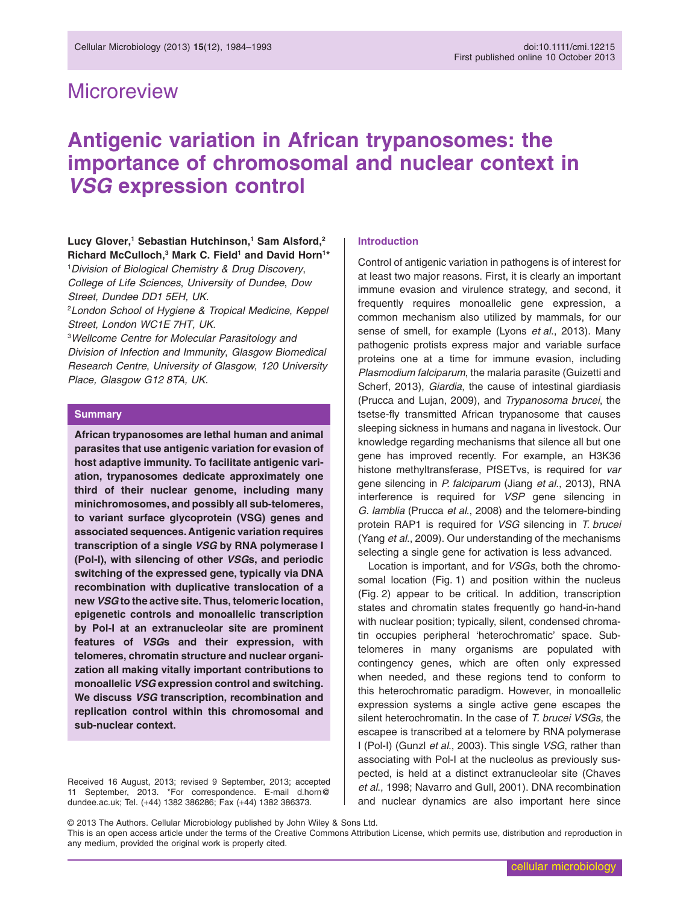Microreview

# Antigenic variation in African trypanosomes: the importance of chromosomal and nuclear context in *VSG* expression control

**Lucy Glover,[1] Sebastian Hutchinson,[1] Sam Alsford,[2] Richard McCulloch,[3] Mark C. Field[1] and David Horn[1]***

[1]*Division of Biological Chemistry & Drug Discovery, College of Life Sciences, University of Dundee, Dow Street, Dundee DD1 5EH, UK.*

[2]*London School of Hygiene & Tropical Medicine, Keppel Street, London WC1E 7HT, UK.*

[3]*Wellcome Centre for Molecular Parasitology and Division of Infection and Immunity, Glasgow Biomedical Research Centre, University of Glasgow, 120 University Place, Glasgow G12 8TA, UK.*

## Summary

**African trypanosomes are lethal human and animal parasites that use antigenic variation for evasion of host adaptive immunity. To facilitate antigenic variation, trypanosomes dedicate approximately one third of their nuclear genome, including many minichromosomes, and possibly all sub-telomeres, to variant surface glycoprotein (VSG) genes and associated sequences. Antigenic variation requires transcription of a single *VSG* by RNA polymerase I (Pol-I), with silencing of other *VSG*s, and periodic switching of the expressed gene, typically via DNA recombination with duplicative translocation of a new *VSG* to the active site. Thus, telomeric location, epigenetic controls and monoallelic transcription by Pol-I at an extranucleolar site are prominent features of *VSG*s and their expression, with telomeres, chromatin structure and nuclear organization all making vitally important contributions to monoallelic *VSG* expression control and switching. We discuss *VSG* transcription, recombination and replication control within this chromosomal and sub-nuclear context.**

Received 16 August, 2013; revised 9 September, 2013; accepted 11 September, 2013. *For correspondence. E-mail d.horn@dundee.ac.uk; Tel. (+44) 1382 386286; Fax (+44) 1382 386373.

## Introduction

Control of antigenic variation in pathogens is of interest for at least two major reasons. First, it is clearly an important immune evasion and virulence strategy, and second, it frequently requires monoallelic gene expression, a common mechanism also utilized by mammals, for our sense of smell, for example (Lyons *et al.*, 2013). Many pathogenic protists express major and variable surface proteins one at a time for immune evasion, including *Plasmodium falciparum*, the malaria parasite (Guizetti and Scherf, 2013), *Giardia*, the cause of intestinal giardiasis (Prucca and Lujan, 2009), and *Trypanosoma brucei*, the tsetse-fly transmitted African trypanosome that causes sleeping sickness in humans and nagana in livestock. Our knowledge regarding mechanisms that silence all but one gene has improved recently. For example, an H3K36 histone methyltransferase, PfSETvs, is required for *var* gene silencing in *P. falciparum* (Jiang *et al.*, 2013), RNA interference is required for *VSP* gene silencing in *G. lamblia* (Prucca *et al.*, 2008) and the telomere-binding protein RAP1 is required for *VSG* silencing in *T. brucei* (Yang *et al.*, 2009). Our understanding of the mechanisms selecting a single gene for activation is less advanced.

Location is important, and for *VSGs*, both the chromosomal location (Fig. 1) and position within the nucleus (Fig. 2) appear to be critical. In addition, transcription states and chromatin states frequently go hand-in-hand with nuclear position; typically, silent, condensed chromatin occupies peripheral 'heterochromatic' space. Subtelomeres in many organisms are populated with contingency genes, which are often only expressed when needed, and these regions tend to conform to this heterochromatic paradigm. However, in monoallelic expression systems a single active gene escapes the silent heterochromatin. In the case of *T. brucei VSGs*, the escapee is transcribed at a telomere by RNA polymerase I (Pol-I) (Gunzl *et al.*, 2003). This single *VSG*, rather than associating with Pol-I at the nucleolus as previously suspected, is held at a distinct extranucleolar site (Chaves *et al.*, 1998; Navarro and Gull, 2001). DNA recombination and nuclear dynamics are also important here since

© 2013 The Authors. Cellular Microbiology published by John Wiley & Sons Ltd.
This is an open access article under the terms of the Creative Commons Attribution License, which permits use, distribution and reproduction in any medium, provided the original work is properly cited.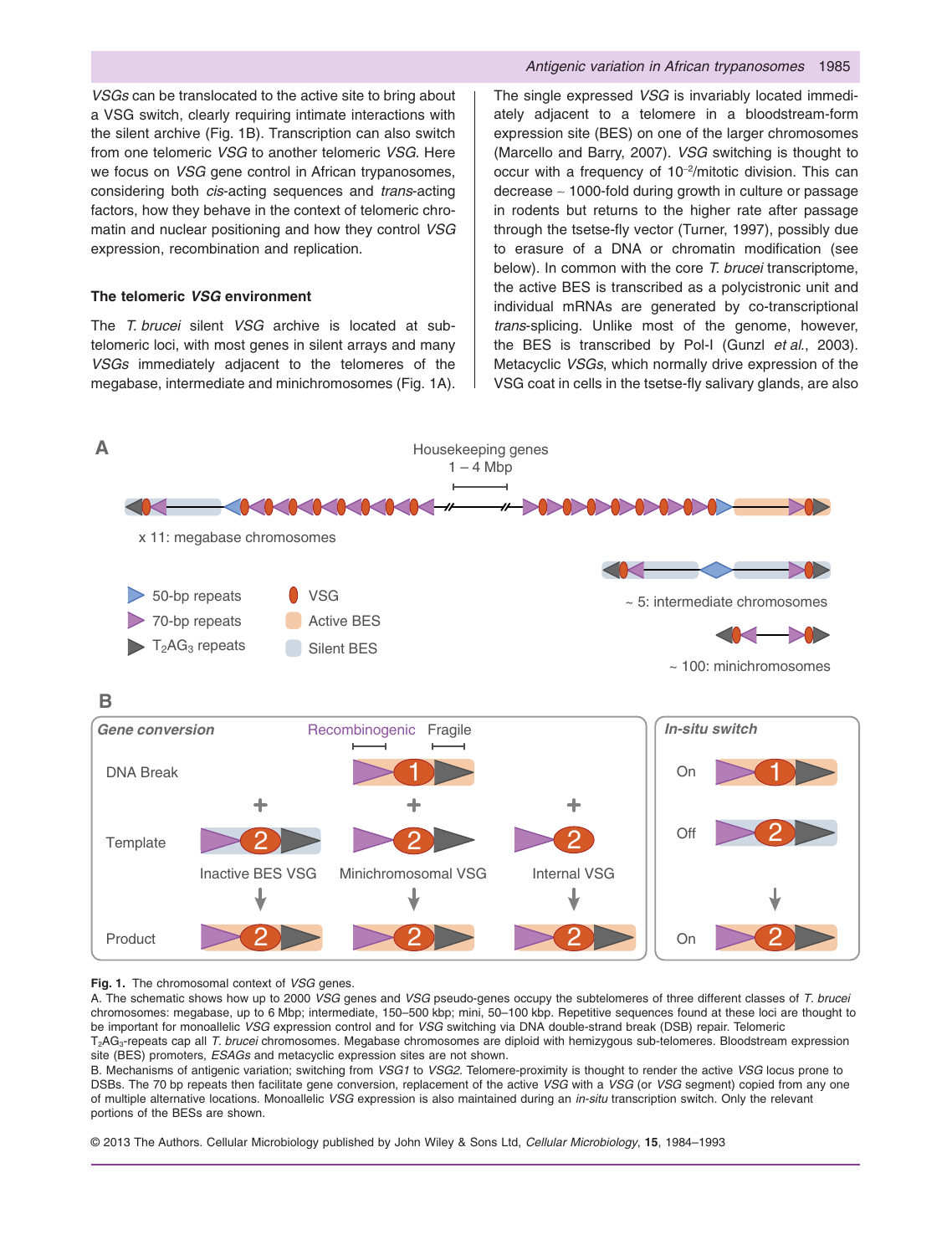*VSGs* can be translocated to the active site to bring about a VSG switch, clearly requiring intimate interactions with the silent archive (Fig. 1B). Transcription can also switch from one telomeric *VSG* to another telomeric *VSG*. Here we focus on *VSG* gene control in African trypanosomes, considering both *cis*-acting sequences and *trans*-acting factors, how they behave in the context of telomeric chromatin and nuclear positioning and how they control *VSG* expression, recombination and replication.

### The telomeric *VSG* environment

The *T. brucei* silent *VSG* archive is located at subtelomeric loci, with most genes in silent arrays and many *VSGs* immediately adjacent to the telomeres of the megabase, intermediate and minichromosomes (Fig. 1A). The single expressed *VSG* is invariably located immediately adjacent to a telomere in a bloodstream-form expression site (BES) on one of the larger chromosomes (Marcello and Barry, 2007). *VSG* switching is thought to occur with a frequency of $10^{-2}$/mitotic division. This can decrease ~ 1000-fold during growth in culture or passage in rodents but returns to the higher rate after passage through the tsetse-fly vector (Turner, 1997), possibly due to erasure of a DNA or chromatin modification (see below). In common with the core *T. brucei* transcriptome, the active BES is transcribed as a polycistronic unit and individual mRNAs are generated by co-transcriptional *trans*-splicing. Unlike most of the genome, however, the BES is transcribed by Pol-I (Gunzl *et al*., 2003). Metacyclic *VSGs*, which normally drive expression of the VSG coat in cells in the tsetse-fly salivary glands, are also

**Fig. 1.** The chromosomal context of *VSG* genes.
A. The schematic shows how up to 2000 *VSG* genes and *VSG* pseudo-genes occupy the subtelomeres of three different classes of *T. brucei* chromosomes: megabase, up to 6 Mbp; intermediate, 150–500 kbp; mini, 50–100 kbp. Repetitive sequences found at these loci are thought to be important for monoallelic *VSG* expression control and for *VSG* switching via DNA double-strand break (DSB) repair. Telomeric $T_2AG_3$-repeats cap all *T. brucei* chromosomes. Megabase chromosomes are diploid with hemizygous sub-telomeres. Bloodstream expression site (BES) promoters, *ESAGs* and metacyclic expression sites are not shown.
B. Mechanisms of antigenic variation; switching from *VSG1* to *VSG2*. Telomere-proximity is thought to render the active *VSG* locus prone to DSBs. The 70 bp repeats then facilitate gene conversion, replacement of the active *VSG* with a *VSG* (or *VSG* segment) copied from any one of multiple alternative locations. Monoallelic *VSG* expression is also maintained during an *in-situ* transcription switch. Only the relevant portions of the BESs are shown.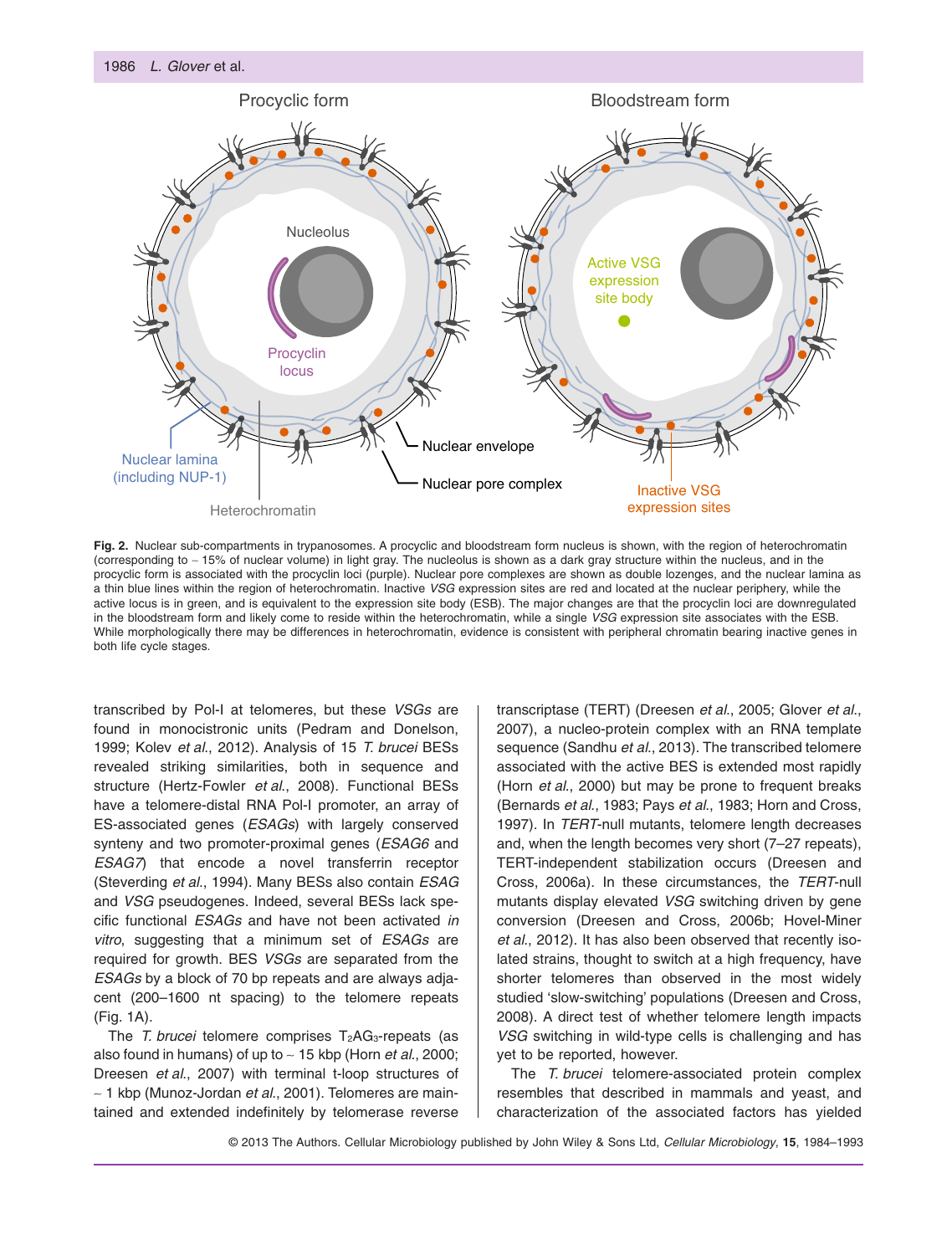**Fig. 2.** Nuclear sub-compartments in trypanosomes. A procyclic and bloodstream form nucleus is shown, with the region of heterochromatin (corresponding to ~ 15% of nuclear volume) in light gray. The nucleolus is shown as a dark gray structure within the nucleus, and in the procyclic form is associated with the procyclin loci (purple). Nuclear pore complexes are shown as double lozenges, and the nuclear lamina as a thin blue lines within the region of heterochromatin. Inactive *VSG* expression sites are red and located at the nuclear periphery, while the active locus is in green, and is equivalent to the expression site body (ESB). The major changes are that the procyclin loci are downregulated in the bloodstream form and likely come to reside within the heterochromatin, while a single *VSG* expression site associates with the ESB. While morphologically there may be differences in heterochromatin, evidence is consistent with peripheral chromatin bearing inactive genes in both life cycle stages.

transcribed by Pol-I at telomeres, but these *VSGs* are found in monocistronic units (Pedram and Donelson, 1999; Kolev *et al.*, 2012). Analysis of 15 *T. brucei* BESs revealed striking similarities, both in sequence and structure (Hertz-Fowler *et al.*, 2008). Functional BESs have a telomere-distal RNA Pol-I promoter, an array of ES-associated genes (*ESAGs*) with largely conserved synteny and two promoter-proximal genes (*ESAG6* and *ESAG7*) that encode a novel transferrin receptor (Steverding *et al.*, 1994). Many BESs also contain *ESAG* and *VSG* pseudogenes. Indeed, several BESs lack specific functional *ESAGs* and have not been activated *in vitro*, suggesting that a minimum set of *ESAGs* are required for growth. BES *VSGs* are separated from the *ESAGs* by a block of 70 bp repeats and are always adjacent (200–1600 nt spacing) to the telomere repeats (Fig. 1A).

The *T. brucei* telomere comprises $T_2AG_3$-repeats (as also found in humans) of up to ~ 15 kbp (Horn *et al.*, 2000; Dreesen *et al.*, 2007) with terminal t-loop structures of ~ 1 kbp (Munoz-Jordan *et al.*, 2001). Telomeres are maintained and extended indefinitely by telomerase reverse transcriptase (TERT) (Dreesen *et al.*, 2005; Glover *et al.*, 2007), a nucleo-protein complex with an RNA template sequence (Sandhu *et al.*, 2013). The transcribed telomere associated with the active BES is extended most rapidly (Horn *et al.*, 2000) but may be prone to frequent breaks (Bernards *et al.*, 1983; Pays *et al.*, 1983; Horn and Cross, 1997). In *TERT*-null mutants, telomere length decreases and, when the length becomes very short (7–27 repeats), TERT-independent stabilization occurs (Dreesen and Cross, 2006a). In these circumstances, the *TERT*-null mutants display elevated *VSG* switching driven by gene conversion (Dreesen and Cross, 2006b; Hovel-Miner *et al.*, 2012). It has also been observed that recently isolated strains, thought to switch at a high frequency, have shorter telomeres than observed in the most widely studied 'slow-switching' populations (Dreesen and Cross, 2008). A direct test of whether telomere length impacts *VSG* switching in wild-type cells is challenging and has yet to be reported, however.

The *T. brucei* telomere-associated protein complex resembles that described in mammals and yeast, and characterization of the associated factors has yielded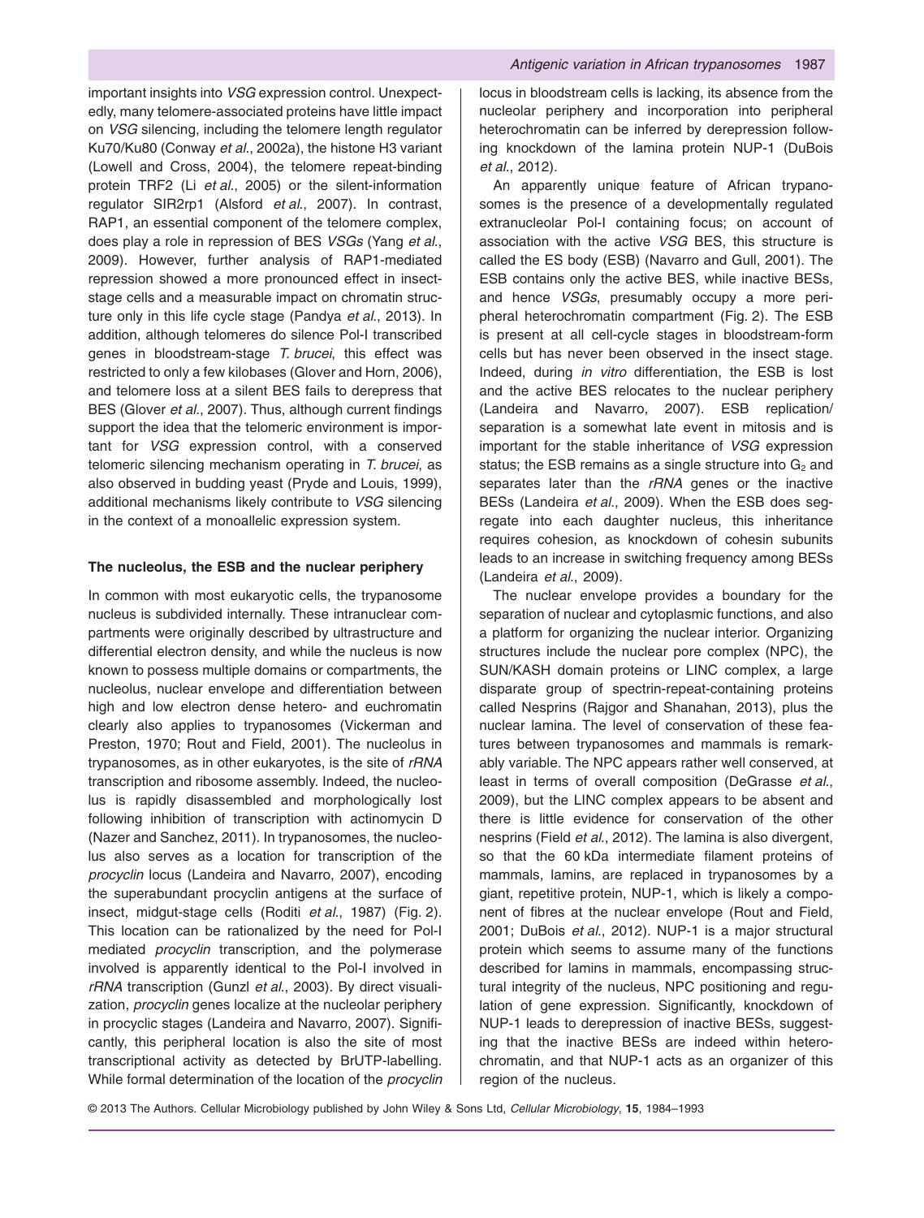important insights into *VSG* expression control. Unexpectedly, many telomere-associated proteins have little impact on *VSG* silencing, including the telomere length regulator Ku70/Ku80 (Conway *et al*., 2002a), the histone H3 variant (Lowell and Cross, 2004), the telomere repeat-binding protein TRF2 (Li *et al*., 2005) or the silent-information regulator SIR2rp1 (Alsford *et al*., 2007). In contrast, RAP1, an essential component of the telomere complex, does play a role in repression of BES *VSGs* (Yang *et al*., 2009). However, further analysis of RAP1-mediated repression showed a more pronounced effect in insect-stage cells and a measurable impact on chromatin structure only in this life cycle stage (Pandya *et al*., 2013). In addition, although telomeres do silence Pol-I transcribed genes in bloodstream-stage *T. brucei*, this effect was restricted to only a few kilobases (Glover and Horn, 2006), and telomere loss at a silent BES fails to derepress that BES (Glover *et al*., 2007). Thus, although current findings support the idea that the telomeric environment is important for *VSG* expression control, with a conserved telomeric silencing mechanism operating in *T. brucei*, as also observed in budding yeast (Pryde and Louis, 1999), additional mechanisms likely contribute to *VSG* silencing in the context of a monoallelic expression system.

### The nucleolus, the ESB and the nuclear periphery

In common with most eukaryotic cells, the trypanosome nucleus is subdivided internally. These intranuclear compartments were originally described by ultrastructure and differential electron density, and while the nucleus is now known to possess multiple domains or compartments, the nucleolus, nuclear envelope and differentiation between high and low electron dense hetero- and euchromatin clearly also applies to trypanosomes (Vickerman and Preston, 1970; Rout and Field, 2001). The nucleolus in trypanosomes, as in other eukaryotes, is the site of *rRNA* transcription and ribosome assembly. Indeed, the nucleolus is rapidly disassembled and morphologically lost following inhibition of transcription with actinomycin D (Nazer and Sanchez, 2011). In trypanosomes, the nucleolus also serves as a location for transcription of the *procyclin* locus (Landeira and Navarro, 2007), encoding the superabundant procyclin antigens at the surface of insect, midgut-stage cells (Roditi *et al*., 1987) (Fig. 2). This location can be rationalized by the need for Pol-I mediated *procyclin* transcription, and the polymerase involved is apparently identical to the Pol-I involved in *rRNA* transcription (Gunzl *et al*., 2003). By direct visualization, *procyclin* genes localize at the nucleolar periphery in procyclic stages (Landeira and Navarro, 2007). Significantly, this peripheral location is also the site of most transcriptional activity as detected by BrUTP-labelling. While formal determination of the location of the *procyclin* locus in bloodstream cells is lacking, its absence from the nucleolar periphery and incorporation into peripheral heterochromatin can be inferred by derepression following knockdown of the lamina protein NUP-1 (DuBois *et al*., 2012).

An apparently unique feature of African trypanosomes is the presence of a developmentally regulated extranucleolar Pol-I containing focus; on account of association with the active *VSG* BES, this structure is called the ES body (ESB) (Navarro and Gull, 2001). The ESB contains only the active BES, while inactive BESs, and hence *VSGs*, presumably occupy a more peripheral heterochromatin compartment (Fig. 2). The ESB is present at all cell-cycle stages in bloodstream-form cells but has never been observed in the insect stage. Indeed, during *in vitro* differentiation, the ESB is lost and the active BES relocates to the nuclear periphery (Landeira and Navarro, 2007). ESB replication/separation is a somewhat late event in mitosis and is important for the stable inheritance of *VSG* expression status; the ESB remains as a single structure into $G_2$ and separates later than the *rRNA* genes or the inactive BESs (Landeira *et al*., 2009). When the ESB does segregate into each daughter nucleus, this inheritance requires cohesion, as knockdown of cohesin subunits leads to an increase in switching frequency among BESs (Landeira *et al*., 2009).

The nuclear envelope provides a boundary for the separation of nuclear and cytoplasmic functions, and also a platform for organizing the nuclear interior. Organizing structures include the nuclear pore complex (NPC), the SUN/KASH domain proteins or LINC complex, a large disparate group of spectrin-repeat-containing proteins called Nesprins (Rajgor and Shanahan, 2013), plus the nuclear lamina. The level of conservation of these features between trypanosomes and mammals is remarkably variable. The NPC appears rather well conserved, at least in terms of overall composition (DeGrasse *et al*., 2009), but the LINC complex appears to be absent and there is little evidence for conservation of the other nesprins (Field *et al*., 2012). The lamina is also divergent, so that the 60 kDa intermediate filament proteins of mammals, lamins, are replaced in trypanosomes by a giant, repetitive protein, NUP-1, which is likely a component of fibres at the nuclear envelope (Rout and Field, 2001; DuBois *et al*., 2012). NUP-1 is a major structural protein which seems to assume many of the functions described for lamins in mammals, encompassing structural integrity of the nucleus, NPC positioning and regulation of gene expression. Significantly, knockdown of NUP-1 leads to derepression of inactive BESs, suggesting that the inactive BESs are indeed within heterochromatin, and that NUP-1 acts as an organizer of this region of the nucleus.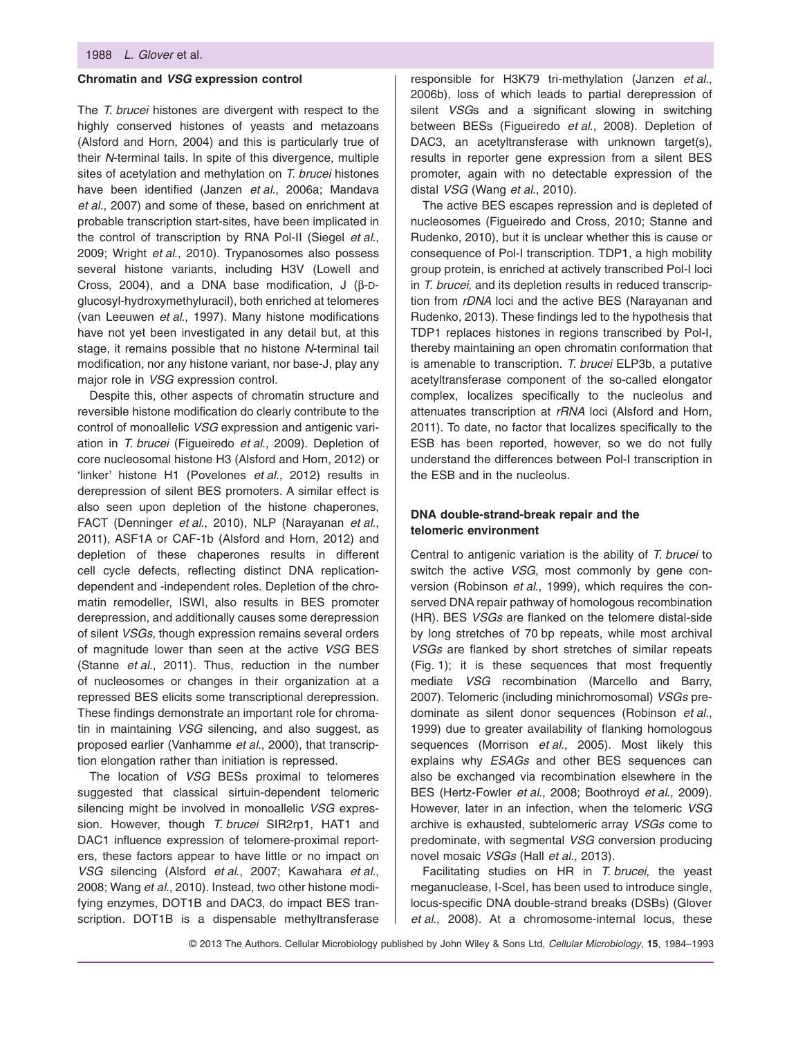### Chromatin and *VSG* expression control

The *T. brucei* histones are divergent with respect to the highly conserved histones of yeasts and metazoans (Alsford and Horn, 2004) and this is particularly true of their *N*-terminal tails. In spite of this divergence, multiple sites of acetylation and methylation on *T. brucei* histones have been identified (Janzen *et al*., 2006a; Mandava *et al*., 2007) and some of these, based on enrichment at probable transcription start-sites, have been implicated in the control of transcription by RNA Pol-II (Siegel *et al*., 2009; Wright *et al*., 2010). Trypanosomes also possess several histone variants, including H3V (Lowell and Cross, 2004), and a DNA base modification, J (β-D-glucosyl-hydroxymethyluracil), both enriched at telomeres (van Leeuwen *et al*., 1997). Many histone modifications have not yet been investigated in any detail but, at this stage, it remains possible that no histone *N*-terminal tail modification, nor any histone variant, nor base-J, play any major role in *VSG* expression control.

Despite this, other aspects of chromatin structure and reversible histone modification do clearly contribute to the control of monoallelic *VSG* expression and antigenic variation in *T. brucei* (Figueiredo *et al*., 2009). Depletion of core nucleosomal histone H3 (Alsford and Horn, 2012) or 'linker' histone H1 (Povelones *et al*., 2012) results in derepression of silent BES promoters. A similar effect is also seen upon depletion of the histone chaperones, FACT (Denninger *et al*., 2010), NLP (Narayanan *et al*., 2011), ASF1A or CAF-1b (Alsford and Horn, 2012) and depletion of these chaperones results in different cell cycle defects, reflecting distinct DNA replication-dependent and -independent roles. Depletion of the chromatin remodeller, ISWI, also results in BES promoter derepression, and additionally causes some derepression of silent *VSGs*, though expression remains several orders of magnitude lower than seen at the active *VSG* BES (Stanne *et al*., 2011). Thus, reduction in the number of nucleosomes or changes in their organization at a repressed BES elicits some transcriptional derepression. These findings demonstrate an important role for chromatin in maintaining *VSG* silencing, and also suggest, as proposed earlier (Vanhamme *et al*., 2000), that transcription elongation rather than initiation is repressed.

The location of *VSG* BESs proximal to telomeres suggested that classical sirtuin-dependent telomeric silencing might be involved in monoallelic *VSG* expression. However, though *T. brucei* SIR2rp1, HAT1 and DAC1 influence expression of telomere-proximal reporters, these factors appear to have little or no impact on *VSG* silencing (Alsford *et al*., 2007; Kawahara *et al*., 2008; Wang *et al*., 2010). Instead, two other histone modifying enzymes, DOT1B and DAC3, do impact BES transcription. DOT1B is a dispensable methyltransferase responsible for H3K79 tri-methylation (Janzen *et al*., 2006b), loss of which leads to partial derepression of silent *VSG*s and a significant slowing in switching between BESs (Figueiredo *et al*., 2008). Depletion of DAC3, an acetyltransferase with unknown target(s), results in reporter gene expression from a silent BES promoter, again with no detectable expression of the distal *VSG* (Wang *et al*., 2010).

The active BES escapes repression and is depleted of nucleosomes (Figueiredo and Cross, 2010; Stanne and Rudenko, 2010), but it is unclear whether this is cause or consequence of Pol-I transcription. TDP1, a high mobility group protein, is enriched at actively transcribed Pol-I loci in *T. brucei*, and its depletion results in reduced transcription from *rDNA* loci and the active BES (Narayanan and Rudenko, 2013). These findings led to the hypothesis that TDP1 replaces histones in regions transcribed by Pol-I, thereby maintaining an open chromatin conformation that is amenable to transcription. *T. brucei* ELP3b, a putative acetyltransferase component of the so-called elongator complex, localizes specifically to the nucleolus and attenuates transcription at *rRNA* loci (Alsford and Horn, 2011). To date, no factor that localizes specifically to the ESB has been reported, however, so we do not fully understand the differences between Pol-I transcription in the ESB and in the nucleolus.

### DNA double-strand-break repair and the telomeric environment

Central to antigenic variation is the ability of *T. brucei* to switch the active *VSG*, most commonly by gene conversion (Robinson *et al*., 1999), which requires the conserved DNA repair pathway of homologous recombination (HR). BES *VSGs* are flanked on the telomere distal-side by long stretches of 70 bp repeats, while most archival *VSGs* are flanked by short stretches of similar repeats (Fig. 1); it is these sequences that most frequently mediate *VSG* recombination (Marcello and Barry, 2007). Telomeric (including minichromosomal) *VSGs* predominate as silent donor sequences (Robinson *et al*., 1999) due to greater availability of flanking homologous sequences (Morrison *et al*., 2005). Most likely this explains why *ESAGs* and other BES sequences can also be exchanged via recombination elsewhere in the BES (Hertz-Fowler *et al*., 2008; Boothroyd *et al*., 2009). However, later in an infection, when the telomeric *VSG* archive is exhausted, subtelomeric array *VSGs* come to predominate, with segmental *VSG* conversion producing novel mosaic *VSGs* (Hall *et al*., 2013).

Facilitating studies on HR in *T. brucei*, the yeast meganuclease, I-SceI, has been used to introduce single, locus-specific DNA double-strand breaks (DSBs) (Glover *et al*., 2008). At a chromosome-internal locus, these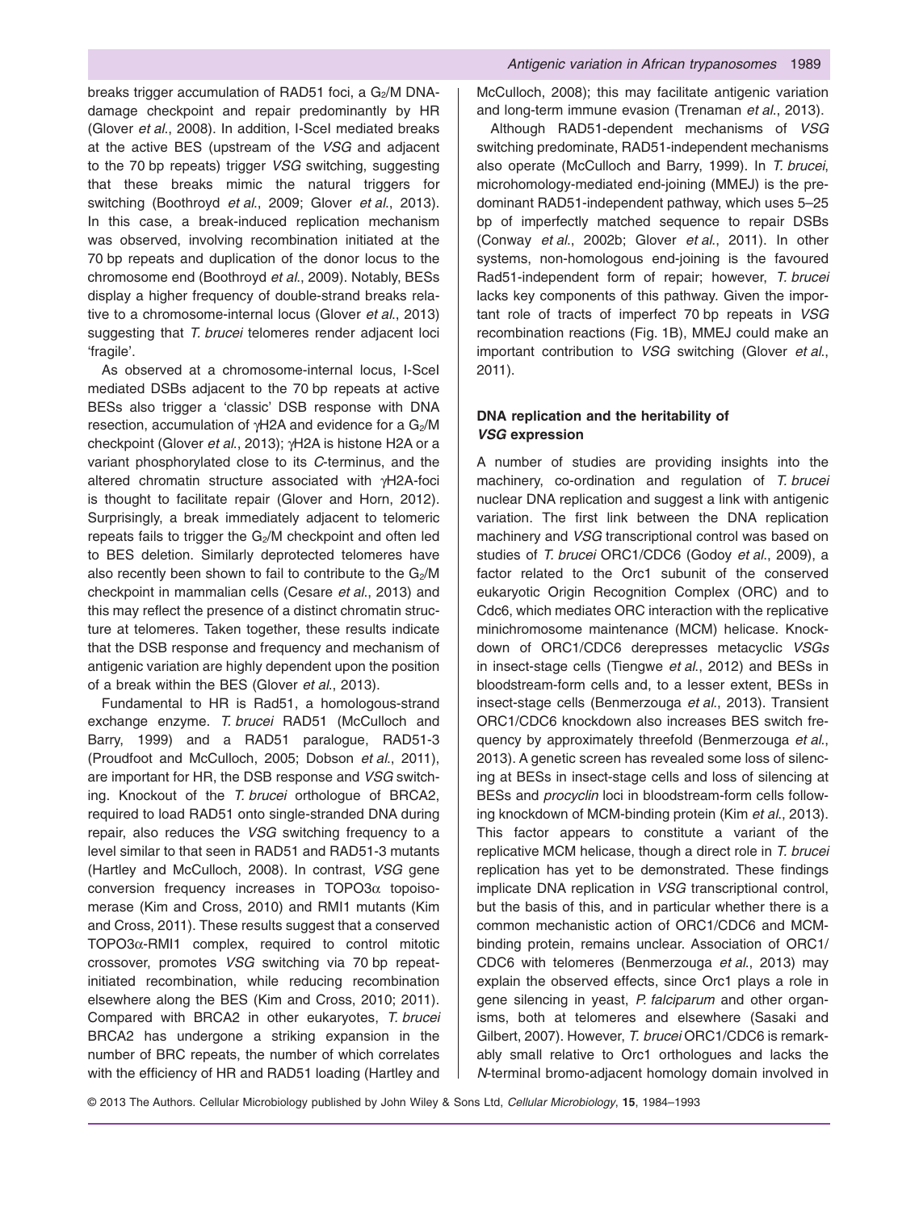breaks trigger accumulation of RAD51 foci, a $G_2$/M DNA-damage checkpoint and repair predominantly by HR (Glover *et al*., 2008). In addition, I-SceI mediated breaks at the active BES (upstream of the *VSG* and adjacent to the 70 bp repeats) trigger *VSG* switching, suggesting that these breaks mimic the natural triggers for switching (Boothroyd *et al*., 2009; Glover *et al*., 2013). In this case, a break-induced replication mechanism was observed, involving recombination initiated at the 70 bp repeats and duplication of the donor locus to the chromosome end (Boothroyd *et al*., 2009). Notably, BESs display a higher frequency of double-strand breaks relative to a chromosome-internal locus (Glover *et al*., 2013) suggesting that *T. brucei* telomeres render adjacent loci 'fragile'.

As observed at a chromosome-internal locus, I-SceI mediated DSBs adjacent to the 70 bp repeats at active BESs also trigger a 'classic' DSB response with DNA resection, accumulation of γH2A and evidence for a $G_2$/M checkpoint (Glover *et al*., 2013); γH2A is histone H2A or a variant phosphorylated close to its *C*-terminus, and the altered chromatin structure associated with γH2A-foci is thought to facilitate repair (Glover and Horn, 2012). Surprisingly, a break immediately adjacent to telomeric repeats fails to trigger the $G_2$/M checkpoint and often led to BES deletion. Similarly deprotected telomeres have also recently been shown to fail to contribute to the $G_2$/M checkpoint in mammalian cells (Cesare *et al*., 2013) and this may reflect the presence of a distinct chromatin structure at telomeres. Taken together, these results indicate that the DSB response and frequency and mechanism of antigenic variation are highly dependent upon the position of a break within the BES (Glover *et al*., 2013).

Fundamental to HR is Rad51, a homologous-strand exchange enzyme. *T. brucei* RAD51 (McCulloch and Barry, 1999) and a RAD51 paralogue, RAD51-3 (Proudfoot and McCulloch, 2005; Dobson *et al*., 2011), are important for HR, the DSB response and *VSG* switching. Knockout of the *T. brucei* orthologue of BRCA2, required to load RAD51 onto single-stranded DNA during repair, also reduces the *VSG* switching frequency to a level similar to that seen in RAD51 and RAD51-3 mutants (Hartley and McCulloch, 2008). In contrast, *VSG* gene conversion frequency increases in TOPO3α topoisomerase (Kim and Cross, 2010) and RMI1 mutants (Kim and Cross, 2011). These results suggest that a conserved TOPO3α-RMI1 complex, required to control mitotic crossover, promotes *VSG* switching via 70 bp repeat-initiated recombination, while reducing recombination elsewhere along the BES (Kim and Cross, 2010; 2011). Compared with BRCA2 in other eukaryotes, *T. brucei* BRCA2 has undergone a striking expansion in the number of BRC repeats, the number of which correlates with the efficiency of HR and RAD51 loading (Hartley and McCulloch, 2008); this may facilitate antigenic variation and long-term immune evasion (Trenaman *et al*., 2013).

Although RAD51-dependent mechanisms of *VSG* switching predominate, RAD51-independent mechanisms also operate (McCulloch and Barry, 1999). In *T. brucei*, microhomology-mediated end-joining (MMEJ) is the predominant RAD51-independent pathway, which uses 5–25 bp of imperfectly matched sequence to repair DSBs (Conway *et al*., 2002b; Glover *et al*., 2011). In other systems, non-homologous end-joining is the favoured Rad51-independent form of repair; however, *T. brucei* lacks key components of this pathway. Given the important role of tracts of imperfect 70 bp repeats in *VSG* recombination reactions (Fig. 1B), MMEJ could make an important contribution to *VSG* switching (Glover *et al*., 2011).

### DNA replication and the heritability of *VSG* expression

A number of studies are providing insights into the machinery, co-ordination and regulation of *T. brucei* nuclear DNA replication and suggest a link with antigenic variation. The first link between the DNA replication machinery and *VSG* transcriptional control was based on studies of *T. brucei* ORC1/CDC6 (Godoy *et al*., 2009), a factor related to the Orc1 subunit of the conserved eukaryotic Origin Recognition Complex (ORC) and to Cdc6, which mediates ORC interaction with the replicative minichromosome maintenance (MCM) helicase. Knockdown of ORC1/CDC6 derepresses metacyclic *VSGs* in insect-stage cells (Tiengwe *et al*., 2012) and BESs in bloodstream-form cells and, to a lesser extent, BESs in insect-stage cells (Benmerzouga *et al*., 2013). Transient ORC1/CDC6 knockdown also increases BES switch frequency by approximately threefold (Benmerzouga *et al*., 2013). A genetic screen has revealed some loss of silencing at BESs in insect-stage cells and loss of silencing at BESs and *procyclin* loci in bloodstream-form cells following knockdown of MCM-binding protein (Kim *et al*., 2013). This factor appears to constitute a variant of the replicative MCM helicase, though a direct role in *T. brucei* replication has yet to be demonstrated. These findings implicate DNA replication in *VSG* transcriptional control, but the basis of this, and in particular whether there is a common mechanistic action of ORC1/CDC6 and MCM-binding protein, remains unclear. Association of ORC1/CDC6 with telomeres (Benmerzouga *et al*., 2013) may explain the observed effects, since Orc1 plays a role in gene silencing in yeast, *P. falciparum* and other organisms, both at telomeres and elsewhere (Sasaki and Gilbert, 2007). However, *T. brucei* ORC1/CDC6 is remarkably small relative to Orc1 orthologues and lacks the *N*-terminal bromo-adjacent homology domain involved in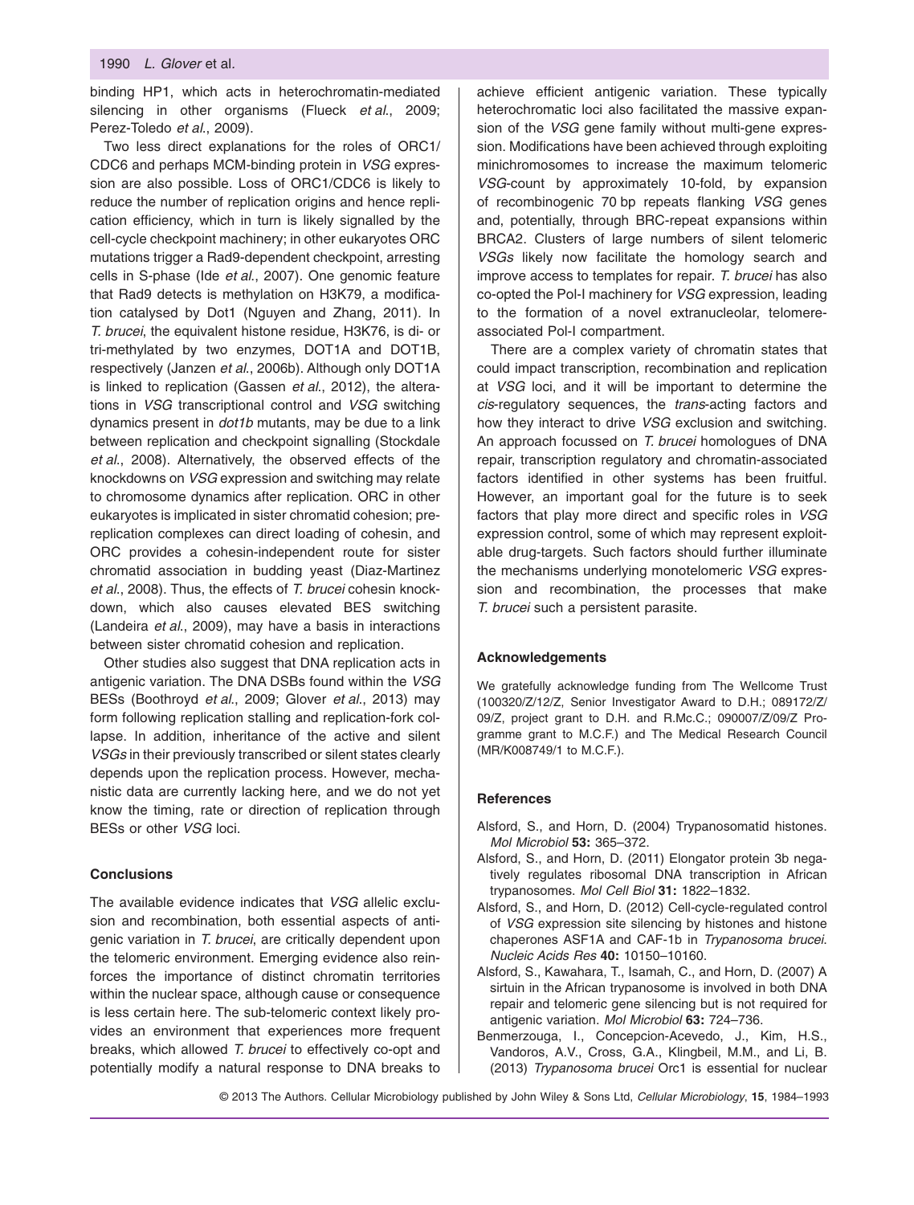binding HP1, which acts in heterochromatin-mediated silencing in other organisms (Flueck *et al*., 2009; Perez-Toledo *et al*., 2009).

Two less direct explanations for the roles of ORC1/CDC6 and perhaps MCM-binding protein in *VSG* expression are also possible. Loss of ORC1/CDC6 is likely to reduce the number of replication origins and hence replication efficiency, which in turn is likely signalled by the cell-cycle checkpoint machinery; in other eukaryotes ORC mutations trigger a Rad9-dependent checkpoint, arresting cells in S-phase (Ide *et al*., 2007). One genomic feature that Rad9 detects is methylation on H3K79, a modification catalysed by Dot1 (Nguyen and Zhang, 2011). In *T. brucei*, the equivalent histone residue, H3K76, is di- or tri-methylated by two enzymes, DOT1A and DOT1B, respectively (Janzen *et al*., 2006b). Although only DOT1A is linked to replication (Gassen *et al*., 2012), the alterations in *VSG* transcriptional control and *VSG* switching dynamics present in *dot1b* mutants, may be due to a link between replication and checkpoint signalling (Stockdale *et al*., 2008). Alternatively, the observed effects of the knockdowns on *VSG* expression and switching may relate to chromosome dynamics after replication. ORC in other eukaryotes is implicated in sister chromatid cohesion; pre-replication complexes can direct loading of cohesin, and ORC provides a cohesin-independent route for sister chromatid association in budding yeast (Diaz-Martinez *et al*., 2008). Thus, the effects of *T. brucei* cohesin knockdown, which also causes elevated BES switching (Landeira *et al*., 2009), may have a basis in interactions between sister chromatid cohesion and replication.

Other studies also suggest that DNA replication acts in antigenic variation. The DNA DSBs found within the *VSG* BESs (Boothroyd *et al*., 2009; Glover *et al*., 2013) may form following replication stalling and replication-fork collapse. In addition, inheritance of the active and silent *VSGs* in their previously transcribed or silent states clearly depends upon the replication process. However, mechanistic data are currently lacking here, and we do not yet know the timing, rate or direction of replication through BESs or other *VSG* loci.

## Conclusions

The available evidence indicates that *VSG* allelic exclusion and recombination, both essential aspects of antigenic variation in *T. brucei*, are critically dependent upon the telomeric environment. Emerging evidence also reinforces the importance of distinct chromatin territories within the nuclear space, although cause or consequence is less certain here. The sub-telomeric context likely provides an environment that experiences more frequent breaks, which allowed *T. brucei* to effectively co-opt and potentially modify a natural response to DNA breaks to achieve efficient antigenic variation. These typically heterochromatic loci also facilitated the massive expansion of the *VSG* gene family without multi-gene expression. Modifications have been achieved through exploiting minichromosomes to increase the maximum telomeric *VSG*-count by approximately 10-fold, by expansion of recombinogenic 70 bp repeats flanking *VSG* genes and, potentially, through BRC-repeat expansions within BRCA2. Clusters of large numbers of silent telomeric *VSGs* likely now facilitate the homology search and improve access to templates for repair. *T. brucei* has also co-opted the Pol-I machinery for *VSG* expression, leading to the formation of a novel extranucleolar, telomere-associated Pol-I compartment.

There are a complex variety of chromatin states that could impact transcription, recombination and replication at *VSG* loci, and it will be important to determine the *cis*-regulatory sequences, the *trans*-acting factors and how they interact to drive *VSG* exclusion and switching. An approach focussed on *T. brucei* homologues of DNA repair, transcription regulatory and chromatin-associated factors identified in other systems has been fruitful. However, an important goal for the future is to seek factors that play more direct and specific roles in *VSG* expression control, some of which may represent exploitable drug-targets. Such factors should further illuminate the mechanisms underlying monotelomeric *VSG* expression and recombination, the processes that make *T. brucei* such a persistent parasite.

## Acknowledgements

We gratefully acknowledge funding from The Wellcome Trust (100320/Z/12/Z, Senior Investigator Award to D.H.; 089172/Z/09/Z, project grant to D.H. and R.Mc.C.; 090007/Z/09/Z Programme grant to M.C.F.) and The Medical Research Council (MR/K008749/1 to M.C.F.).

## References

Alsford, S., and Horn, D. (2004) Trypanosomatid histones. *Mol Microbiol* **53:** 365–372.

Alsford, S., and Horn, D. (2011) Elongator protein 3b negatively regulates ribosomal DNA transcription in African trypanosomes. *Mol Cell Biol* **31:** 1822–1832.

Alsford, S., and Horn, D. (2012) Cell-cycle-regulated control of *VSG* expression site silencing by histones and histone chaperones ASF1A and CAF-1b in *Trypanosoma brucei*. *Nucleic Acids Res* **40:** 10150–10160.

Alsford, S., Kawahara, T., Isamah, C., and Horn, D. (2007) A sirtuin in the African trypanosome is involved in both DNA repair and telomeric gene silencing but is not required for antigenic variation. *Mol Microbiol* **63:** 724–736.

Benmerzouga, I., Concepcion-Acevedo, J., Kim, H.S., Vandoros, A.V., Cross, G.A., Klingbeil, M.M., and Li, B. (2013) *Trypanosoma brucei* Orc1 is essential for nuclear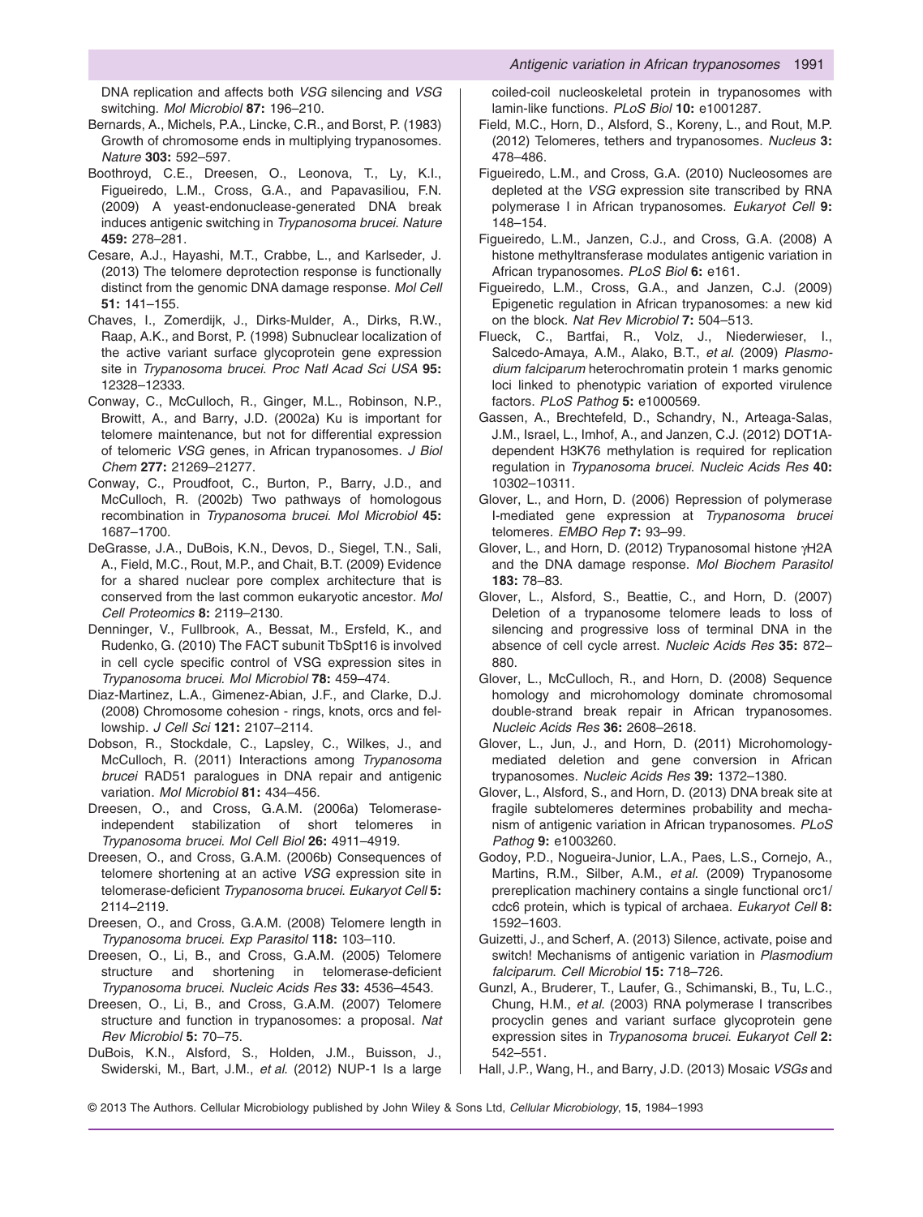DNA replication and affects both *VSG* silencing and *VSG* switching. *Mol Microbiol* **87:** 196–210.

Bernards, A., Michels, P.A., Lincke, C.R., and Borst, P. (1983) Growth of chromosome ends in multiplying trypanosomes. *Nature* **303:** 592–597.

Boothroyd, C.E., Dreesen, O., Leonova, T., Ly, K.I., Figueiredo, L.M., Cross, G.A., and Papavasiliou, F.N. (2009) A yeast-endonuclease-generated DNA break induces antigenic switching in *Trypanosoma brucei*. *Nature* **459:** 278–281.

Cesare, A.J., Hayashi, M.T., Crabbe, L., and Karlseder, J. (2013) The telomere deprotection response is functionally distinct from the genomic DNA damage response. *Mol Cell* **51:** 141–155.

Chaves, I., Zomerdijk, J., Dirks-Mulder, A., Dirks, R.W., Raap, A.K., and Borst, P. (1998) Subnuclear localization of the active variant surface glycoprotein gene expression site in *Trypanosoma brucei*. *Proc Natl Acad Sci USA* **95:** 12328–12333.

Conway, C., McCulloch, R., Ginger, M.L., Robinson, N.P., Browitt, A., and Barry, J.D. (2002a) Ku is important for telomere maintenance, but not for differential expression of telomeric *VSG* genes, in African trypanosomes. *J Biol Chem* **277:** 21269–21277.

Conway, C., Proudfoot, C., Burton, P., Barry, J.D., and McCulloch, R. (2002b) Two pathways of homologous recombination in *Trypanosoma brucei*. *Mol Microbiol* **45:** 1687–1700.

DeGrasse, J.A., DuBois, K.N., Devos, D., Siegel, T.N., Sali, A., Field, M.C., Rout, M.P., and Chait, B.T. (2009) Evidence for a shared nuclear pore complex architecture that is conserved from the last common eukaryotic ancestor. *Mol Cell Proteomics* **8:** 2119–2130.

Denninger, V., Fullbrook, A., Bessat, M., Ersfeld, K., and Rudenko, G. (2010) The FACT subunit TbSpt16 is involved in cell cycle specific control of VSG expression sites in *Trypanosoma brucei*. *Mol Microbiol* **78:** 459–474.

Diaz-Martinez, L.A., Gimenez-Abian, J.F., and Clarke, D.J. (2008) Chromosome cohesion - rings, knots, orcs and fellowship. *J Cell Sci* **121:** 2107–2114.

Dobson, R., Stockdale, C., Lapsley, C., Wilkes, J., and McCulloch, R. (2011) Interactions among *Trypanosoma brucei* RAD51 paralogues in DNA repair and antigenic variation. *Mol Microbiol* **81:** 434–456.

Dreesen, O., and Cross, G.A.M. (2006a) Telomerase-independent stabilization of short telomeres in *Trypanosoma brucei*. *Mol Cell Biol* **26:** 4911–4919.

Dreesen, O., and Cross, G.A.M. (2006b) Consequences of telomere shortening at an active *VSG* expression site in telomerase-deficient *Trypanosoma brucei*. *Eukaryot Cell* **5:** 2114–2119.

Dreesen, O., and Cross, G.A.M. (2008) Telomere length in *Trypanosoma brucei*. *Exp Parasitol* **118:** 103–110.

Dreesen, O., Li, B., and Cross, G.A.M. (2005) Telomere structure and shortening in telomerase-deficient *Trypanosoma brucei*. *Nucleic Acids Res* **33:** 4536–4543.

Dreesen, O., Li, B., and Cross, G.A.M. (2007) Telomere structure and function in trypanosomes: a proposal. *Nat Rev Microbiol* **5:** 70–75.

DuBois, K.N., Alsford, S., Holden, J.M., Buisson, J., Swiderski, M., Bart, J.M., *et al*. (2012) NUP-1 Is a large coiled-coil nucleoskeletal protein in trypanosomes with lamin-like functions. *PLoS Biol* **10:** e1001287.

Field, M.C., Horn, D., Alsford, S., Koreny, L., and Rout, M.P. (2012) Telomeres, tethers and trypanosomes. *Nucleus* **3:** 478–486.

Figueiredo, L.M., and Cross, G.A. (2010) Nucleosomes are depleted at the *VSG* expression site transcribed by RNA polymerase I in African trypanosomes. *Eukaryot Cell* **9:** 148–154.

Figueiredo, L.M., Janzen, C.J., and Cross, G.A. (2008) A histone methyltransferase modulates antigenic variation in African trypanosomes. *PLoS Biol* **6:** e161.

Figueiredo, L.M., Cross, G.A., and Janzen, C.J. (2009) Epigenetic regulation in African trypanosomes: a new kid on the block. *Nat Rev Microbiol* **7:** 504–513.

Flueck, C., Bartfai, R., Volz, J., Niederwieser, I., Salcedo-Amaya, A.M., Alako, B.T., *et al*. (2009) *Plasmodium falciparum* heterochromatin protein 1 marks genomic loci linked to phenotypic variation of exported virulence factors. *PLoS Pathog* **5:** e1000569.

Gassen, A., Brechtefeld, D., Schandry, N., Arteaga-Salas, J.M., Israel, L., Imhof, A., and Janzen, C.J. (2012) DOT1A-dependent H3K76 methylation is required for replication regulation in *Trypanosoma brucei*. *Nucleic Acids Res* **40:** 10302–10311.

Glover, L., and Horn, D. (2006) Repression of polymerase I-mediated gene expression at *Trypanosoma brucei* telomeres. *EMBO Rep* **7:** 93–99.

Glover, L., and Horn, D. (2012) Trypanosomal histone γH2A and the DNA damage response. *Mol Biochem Parasitol* **183:** 78–83.

Glover, L., Alsford, S., Beattie, C., and Horn, D. (2007) Deletion of a trypanosome telomere leads to loss of silencing and progressive loss of terminal DNA in the absence of cell cycle arrest. *Nucleic Acids Res* **35:** 872–880.

Glover, L., McCulloch, R., and Horn, D. (2008) Sequence homology and microhomology dominate chromosomal double-strand break repair in African trypanosomes. *Nucleic Acids Res* **36:** 2608–2618.

Glover, L., Jun, J., and Horn, D. (2011) Microhomology-mediated deletion and gene conversion in African trypanosomes. *Nucleic Acids Res* **39:** 1372–1380.

Glover, L., Alsford, S., and Horn, D. (2013) DNA break site at fragile subtelomeres determines probability and mechanism of antigenic variation in African trypanosomes. *PLoS Pathog* **9:** e1003260.

Godoy, P.D., Nogueira-Junior, L.A., Paes, L.S., Cornejo, A., Martins, R.M., Silber, A.M., *et al*. (2009) Trypanosome prereplication machinery contains a single functional orc1/cdc6 protein, which is typical of archaea. *Eukaryot Cell* **8:** 1592–1603.

Guizetti, J., and Scherf, A. (2013) Silence, activate, poise and switch! Mechanisms of antigenic variation in *Plasmodium falciparum*. *Cell Microbiol* **15:** 718–726.

Gunzl, A., Bruderer, T., Laufer, G., Schimanski, B., Tu, L.C., Chung, H.M., *et al*. (2003) RNA polymerase I transcribes procyclin genes and variant surface glycoprotein gene expression sites in *Trypanosoma brucei*. *Eukaryot Cell* **2:** 542–551.

Hall, J.P., Wang, H., and Barry, J.D. (2013) Mosaic *VSGs* and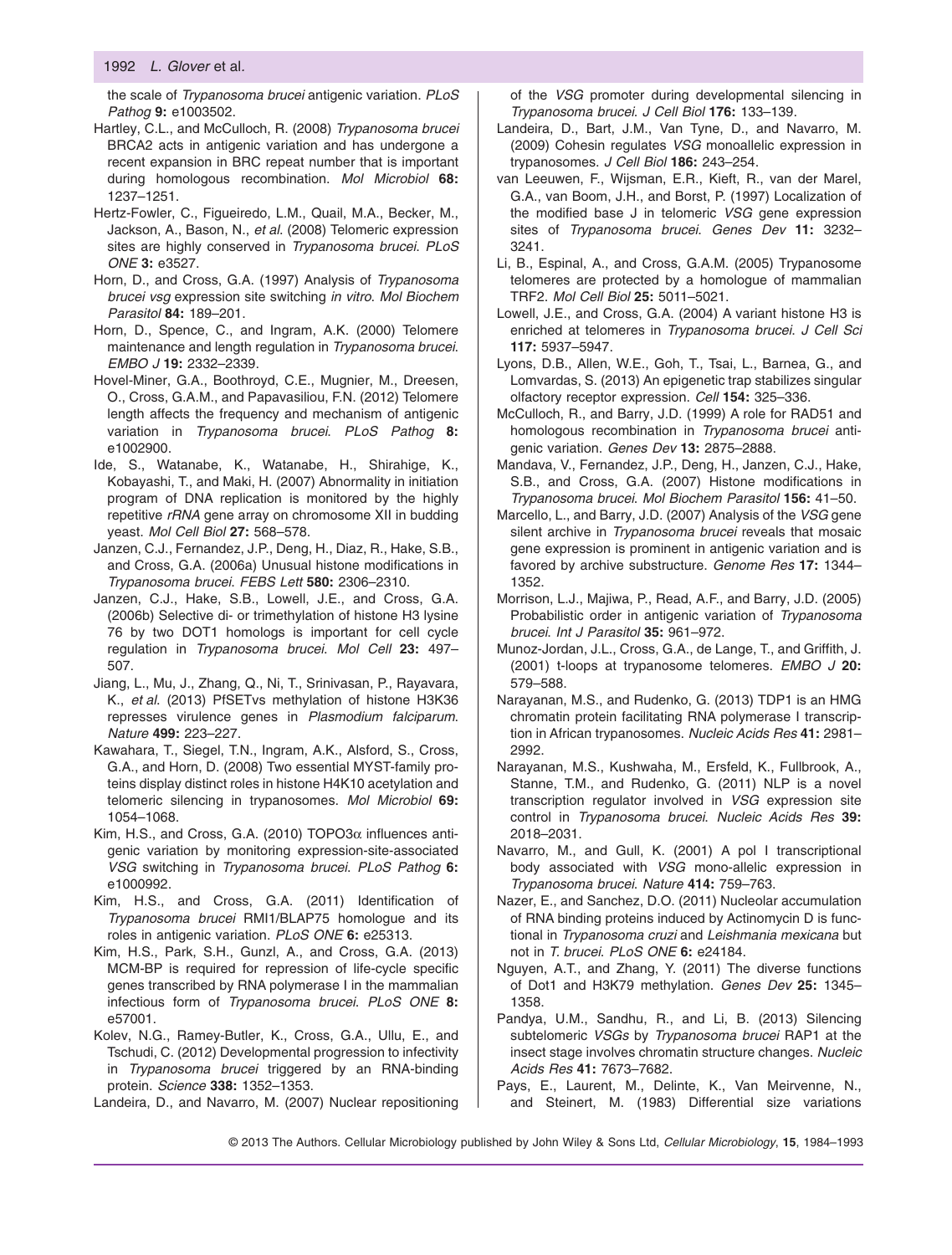the scale of *Trypanosoma brucei* antigenic variation. *PLoS Pathog* **9:** e1003502.

Hartley, C.L., and McCulloch, R. (2008) *Trypanosoma brucei* BRCA2 acts in antigenic variation and has undergone a recent expansion in BRC repeat number that is important during homologous recombination. *Mol Microbiol* **68:** 1237–1251.

Hertz-Fowler, C., Figueiredo, L.M., Quail, M.A., Becker, M., Jackson, A., Bason, N., *et al.* (2008) Telomeric expression sites are highly conserved in *Trypanosoma brucei*. *PLoS ONE* **3:** e3527.

Horn, D., and Cross, G.A. (1997) Analysis of *Trypanosoma brucei vsg* expression site switching *in vitro*. *Mol Biochem Parasitol* **84:** 189–201.

Horn, D., Spence, C., and Ingram, A.K. (2000) Telomere maintenance and length regulation in *Trypanosoma brucei*. *EMBO J* **19:** 2332–2339.

Hovel-Miner, G.A., Boothroyd, C.E., Mugnier, M., Dreesen, O., Cross, G.A.M., and Papavasiliou, F.N. (2012) Telomere length affects the frequency and mechanism of antigenic variation in *Trypanosoma brucei*. *PLoS Pathog* **8:** e1002900.

Ide, S., Watanabe, K., Watanabe, H., Shirahige, K., Kobayashi, T., and Maki, H. (2007) Abnormality in initiation program of DNA replication is monitored by the highly repetitive *rRNA* gene array on chromosome XII in budding yeast. *Mol Cell Biol* **27:** 568–578.

Janzen, C.J., Fernandez, J.P., Deng, H., Diaz, R., Hake, S.B., and Cross, G.A. (2006a) Unusual histone modifications in *Trypanosoma brucei*. *FEBS Lett* **580:** 2306–2310.

Janzen, C.J., Hake, S.B., Lowell, J.E., and Cross, G.A. (2006b) Selective di- or trimethylation of histone H3 lysine 76 by two DOT1 homologs is important for cell cycle regulation in *Trypanosoma brucei*. *Mol Cell* **23:** 497–507.

Jiang, L., Mu, J., Zhang, Q., Ni, T., Srinivasan, P., Rayavara, K., *et al.* (2013) PfSETvs methylation of histone H3K36 represses virulence genes in *Plasmodium falciparum*. *Nature* **499:** 223–227.

Kawahara, T., Siegel, T.N., Ingram, A.K., Alsford, S., Cross, G.A., and Horn, D. (2008) Two essential MYST-family proteins display distinct roles in histone H4K10 acetylation and telomeric silencing in trypanosomes. *Mol Microbiol* **69:** 1054–1068.

Kim, H.S., and Cross, G.A. (2010) TOPO3α influences antigenic variation by monitoring expression-site-associated *VSG* switching in *Trypanosoma brucei*. *PLoS Pathog* **6:** e1000992.

Kim, H.S., and Cross, G.A. (2011) Identification of *Trypanosoma brucei* RMI1/BLAP75 homologue and its roles in antigenic variation. *PLoS ONE* **6:** e25313.

Kim, H.S., Park, S.H., Gunzl, A., and Cross, G.A. (2013) MCM-BP is required for repression of life-cycle specific genes transcribed by RNA polymerase I in the mammalian infectious form of *Trypanosoma brucei*. *PLoS ONE* **8:** e57001.

Kolev, N.G., Ramey-Butler, K., Cross, G.A., Ullu, E., and Tschudi, C. (2012) Developmental progression to infectivity in *Trypanosoma brucei* triggered by an RNA-binding protein. *Science* **338:** 1352–1353.

Landeira, D., and Navarro, M. (2007) Nuclear repositioning of the *VSG* promoter during developmental silencing in *Trypanosoma brucei*. *J Cell Biol* **176:** 133–139.

Landeira, D., Bart, J.M., Van Tyne, D., and Navarro, M. (2009) Cohesin regulates *VSG* monoallelic expression in trypanosomes. *J Cell Biol* **186:** 243–254.

van Leeuwen, F., Wijsman, E.R., Kieft, R., van der Marel, G.A., van Boom, J.H., and Borst, P. (1997) Localization of the modified base J in telomeric *VSG* gene expression sites of *Trypanosoma brucei*. *Genes Dev* **11:** 3232–3241.

Li, B., Espinal, A., and Cross, G.A.M. (2005) Trypanosome telomeres are protected by a homologue of mammalian TRF2. *Mol Cell Biol* **25:** 5011–5021.

Lowell, J.E., and Cross, G.A. (2004) A variant histone H3 is enriched at telomeres in *Trypanosoma brucei*. *J Cell Sci* **117:** 5937–5947.

Lyons, D.B., Allen, W.E., Goh, T., Tsai, L., Barnea, G., and Lomvardas, S. (2013) An epigenetic trap stabilizes singular olfactory receptor expression. *Cell* **154:** 325–336.

McCulloch, R., and Barry, J.D. (1999) A role for RAD51 and homologous recombination in *Trypanosoma brucei* antigenic variation. *Genes Dev* **13:** 2875–2888.

Mandava, V., Fernandez, J.P., Deng, H., Janzen, C.J., Hake, S.B., and Cross, G.A. (2007) Histone modifications in *Trypanosoma brucei*. *Mol Biochem Parasitol* **156:** 41–50.

Marcello, L., and Barry, J.D. (2007) Analysis of the *VSG* gene silent archive in *Trypanosoma brucei* reveals that mosaic gene expression is prominent in antigenic variation and is favored by archive substructure. *Genome Res* **17:** 1344–1352.

Morrison, L.J., Majiwa, P., Read, A.F., and Barry, J.D. (2005) Probabilistic order in antigenic variation of *Trypanosoma brucei*. *Int J Parasitol* **35:** 961–972.

Munoz-Jordan, J.L., Cross, G.A., de Lange, T., and Griffith, J. (2001) t-loops at trypanosome telomeres. *EMBO J* **20:** 579–588.

Narayanan, M.S., and Rudenko, G. (2013) TDP1 is an HMG chromatin protein facilitating RNA polymerase I transcription in African trypanosomes. *Nucleic Acids Res* **41:** 2981–2992.

Narayanan, M.S., Kushwaha, M., Ersfeld, K., Fullbrook, A., Stanne, T.M., and Rudenko, G. (2011) NLP is a novel transcription regulator involved in *VSG* expression site control in *Trypanosoma brucei*. *Nucleic Acids Res* **39:** 2018–2031.

Navarro, M., and Gull, K. (2001) A pol I transcriptional body associated with *VSG* mono-allelic expression in *Trypanosoma brucei*. *Nature* **414:** 759–763.

Nazer, E., and Sanchez, D.O. (2011) Nucleolar accumulation of RNA binding proteins induced by Actinomycin D is functional in *Trypanosoma cruzi* and *Leishmania mexicana* but not in *T. brucei*. *PLoS ONE* **6:** e24184.

Nguyen, A.T., and Zhang, Y. (2011) The diverse functions of Dot1 and H3K79 methylation. *Genes Dev* **25:** 1345–1358.

Pandya, U.M., Sandhu, R., and Li, B. (2013) Silencing subtelomeric *VSGs* by *Trypanosoma brucei* RAP1 at the insect stage involves chromatin structure changes. *Nucleic Acids Res* **41:** 7673–7682.

Pays, E., Laurent, M., Delinte, K., Van Meirvenne, N., and Steinert, M. (1983) Differential size variations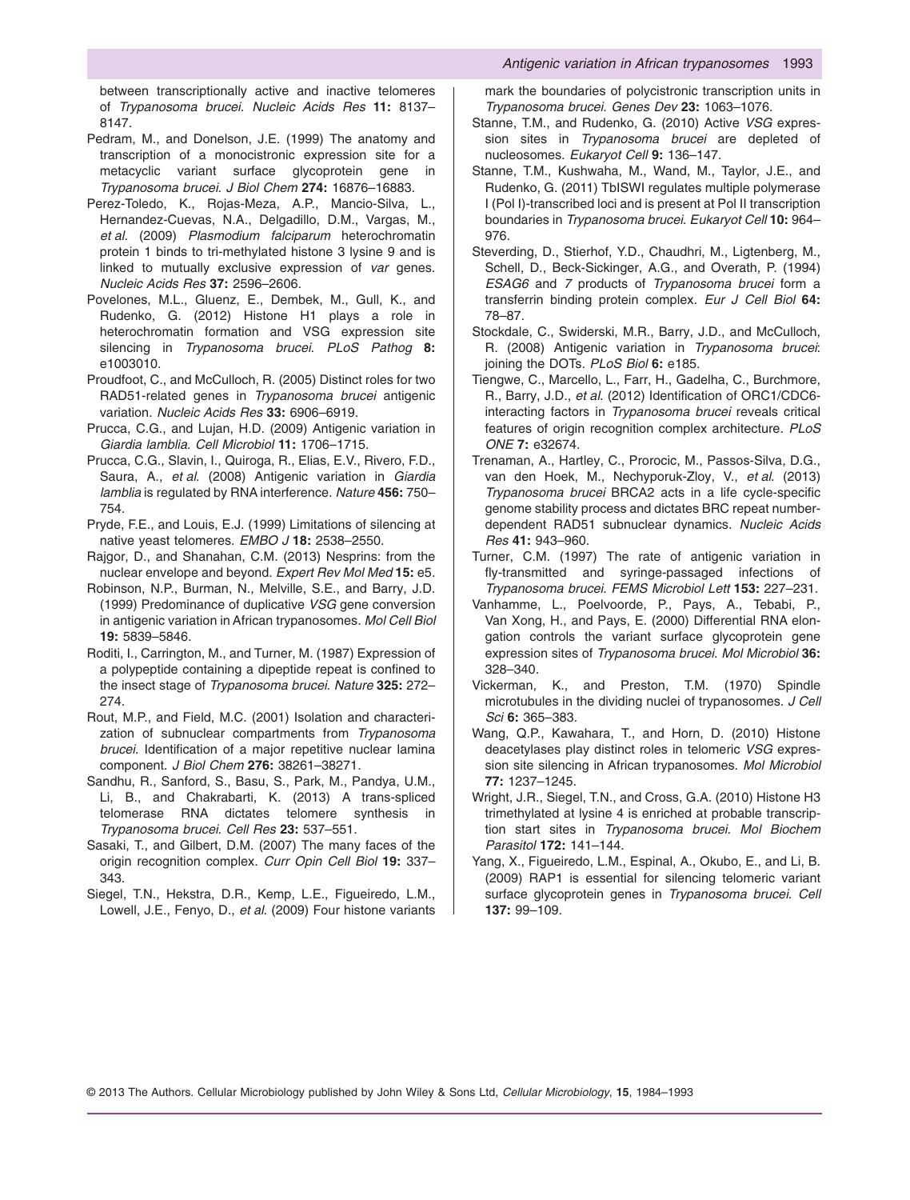between transcriptionally active and inactive telomeres of *Trypanosoma brucei*. *Nucleic Acids Res* **11:** 8137–8147.

Pedram, M., and Donelson, J.E. (1999) The anatomy and transcription of a monocistronic expression site for a metacyclic variant surface glycoprotein gene in *Trypanosoma brucei*. *J Biol Chem* **274:** 16876–16883.

Perez-Toledo, K., Rojas-Meza, A.P., Mancio-Silva, L., Hernandez-Cuevas, N.A., Delgadillo, D.M., Vargas, M., *et al.* (2009) *Plasmodium falciparum* heterochromatin protein 1 binds to tri-methylated histone 3 lysine 9 and is linked to mutually exclusive expression of *var* genes. *Nucleic Acids Res* **37:** 2596–2606.

Povelones, M.L., Gluenz, E., Dembek, M., Gull, K., and Rudenko, G. (2012) Histone H1 plays a role in heterochromatin formation and VSG expression site silencing in *Trypanosoma brucei*. *PLoS Pathog* **8:** e1003010.

Proudfoot, C., and McCulloch, R. (2005) Distinct roles for two RAD51-related genes in *Trypanosoma brucei* antigenic variation. *Nucleic Acids Res* **33:** 6906–6919.

Prucca, C.G., and Lujan, H.D. (2009) Antigenic variation in *Giardia lamblia*. *Cell Microbiol* **11:** 1706–1715.

Prucca, C.G., Slavin, I., Quiroga, R., Elias, E.V., Rivero, F.D., Saura, A., *et al.* (2008) Antigenic variation in *Giardia lamblia* is regulated by RNA interference. *Nature* **456:** 750–754.

Pryde, F.E., and Louis, E.J. (1999) Limitations of silencing at native yeast telomeres. *EMBO J* **18:** 2538–2550.

Rajgor, D., and Shanahan, C.M. (2013) Nesprins: from the nuclear envelope and beyond. *Expert Rev Mol Med* **15:** e5.

Robinson, N.P., Burman, N., Melville, S.E., and Barry, J.D. (1999) Predominance of duplicative *VSG* gene conversion in antigenic variation in African trypanosomes. *Mol Cell Biol* **19:** 5839–5846.

Roditi, I., Carrington, M., and Turner, M. (1987) Expression of a polypeptide containing a dipeptide repeat is confined to the insect stage of *Trypanosoma brucei*. *Nature* **325:** 272–274.

Rout, M.P., and Field, M.C. (2001) Isolation and characterization of subnuclear compartments from *Trypanosoma brucei*. Identification of a major repetitive nuclear lamina component. *J Biol Chem* **276:** 38261–38271.

Sandhu, R., Sanford, S., Basu, S., Park, M., Pandya, U.M., Li, B., and Chakrabarti, K. (2013) A trans-spliced telomerase RNA dictates telomere synthesis in *Trypanosoma brucei*. *Cell Res* **23:** 537–551.

Sasaki, T., and Gilbert, D.M. (2007) The many faces of the origin recognition complex. *Curr Opin Cell Biol* **19:** 337–343.

Siegel, T.N., Hekstra, D.R., Kemp, L.E., Figueiredo, L.M., Lowell, J.E., Fenyo, D., *et al.* (2009) Four histone variants mark the boundaries of polycistronic transcription units in *Trypanosoma brucei*. *Genes Dev* **23:** 1063–1076.

Stanne, T.M., and Rudenko, G. (2010) Active *VSG* expression sites in *Trypanosoma brucei* are depleted of nucleosomes. *Eukaryot Cell* **9:** 136–147.

Stanne, T.M., Kushwaha, M., Wand, M., Taylor, J.E., and Rudenko, G. (2011) TbISWI regulates multiple polymerase I (Pol I)-transcribed loci and is present at Pol II transcription boundaries in *Trypanosoma brucei*. *Eukaryot Cell* **10:** 964–976.

Steverding, D., Stierhof, Y.D., Chaudhri, M., Ligtenberg, M., Schell, D., Beck-Sickinger, A.G., and Overath, P. (1994) *ESAG6* and *7* products of *Trypanosoma brucei* form a transferrin binding protein complex. *Eur J Cell Biol* **64:** 78–87.

Stockdale, C., Swiderski, M.R., Barry, J.D., and McCulloch, R. (2008) Antigenic variation in *Trypanosoma brucei*: joining the DOTs. *PLoS Biol* **6:** e185.

Tiengwe, C., Marcello, L., Farr, H., Gadelha, C., Burchmore, R., Barry, J.D., *et al.* (2012) Identification of ORC1/CDC6-interacting factors in *Trypanosoma brucei* reveals critical features of origin recognition complex architecture. *PLoS ONE* **7:** e32674.

Trenaman, A., Hartley, C., Prorocic, M., Passos-Silva, D.G., van den Hoek, M., Nechyporuk-Zloy, V., *et al.* (2013) *Trypanosoma brucei* BRCA2 acts in a life cycle-specific genome stability process and dictates BRC repeat number-dependent RAD51 subnuclear dynamics. *Nucleic Acids Res* **41:** 943–960.

Turner, C.M. (1997) The rate of antigenic variation in fly-transmitted and syringe-passaged infections of *Trypanosoma brucei*. *FEMS Microbiol Lett* **153:** 227–231.

Vanhamme, L., Poelvoorde, P., Pays, A., Tebabi, P., Van Xong, H., and Pays, E. (2000) Differential RNA elongation controls the variant surface glycoprotein gene expression sites of *Trypanosoma brucei*. *Mol Microbiol* **36:** 328–340.

Vickerman, K., and Preston, T.M. (1970) Spindle microtubules in the dividing nuclei of trypanosomes. *J Cell Sci* **6:** 365–383.

Wang, Q.P., Kawahara, T., and Horn, D. (2010) Histone deacetylases play distinct roles in telomeric *VSG* expression site silencing in African trypanosomes. *Mol Microbiol* **77:** 1237–1245.

Wright, J.R., Siegel, T.N., and Cross, G.A. (2010) Histone H3 trimethylated at lysine 4 is enriched at probable transcription start sites in *Trypanosoma brucei*. *Mol Biochem Parasitol* **172:** 141–144.

Yang, X., Figueiredo, L.M., Espinal, A., Okubo, E., and Li, B. (2009) RAP1 is essential for silencing telomeric variant surface glycoprotein genes in *Trypanosoma brucei*. *Cell* **137:** 99–109.